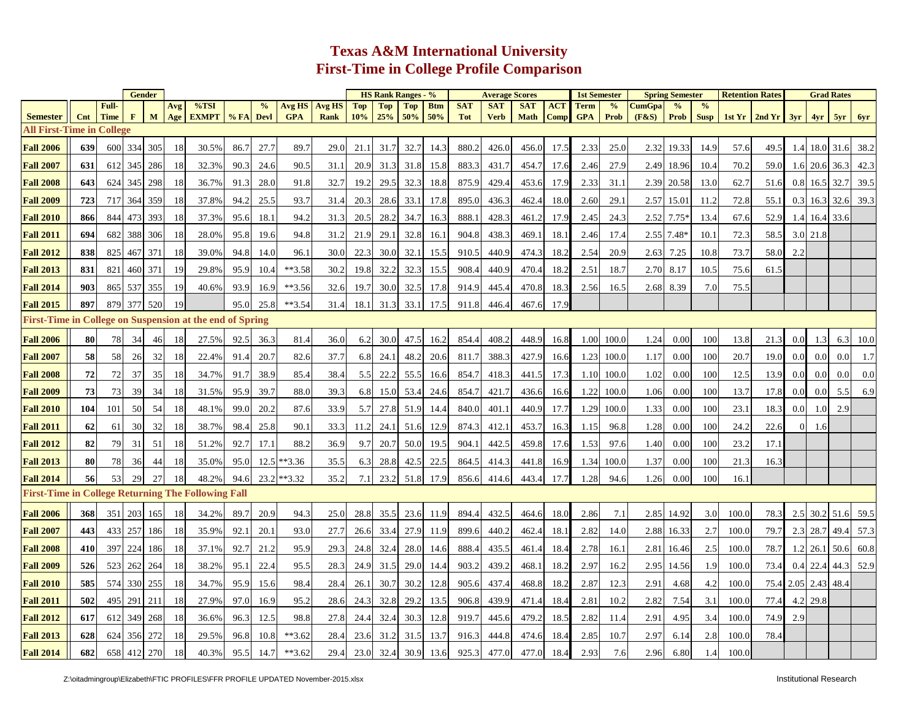# Texas A&M International University
## First-Time in College Profile Comparison

| | | | Gender | | | | | | | | | HS Rank Ranges - % | | | | Average Scores | | | | 1st Semester | | Spring Semester | | | Retention Rates | | Grad Rates | | | |
|---|---|---|---|---|---|---|---|---|---|---|---|---|---|---|---|---|---|---|---|---|---|---|---|---|---|---|---|---|---|---|
| Semester | Cnt | Full-Time | F | M | Avg Age | %TSI EXMPT | % FA | % Devl | Avg HS GPA | Avg HS Rank | Top 10% | Top 25% | Top 50% | Btm 50% | SAT Tot | SAT Verb | SAT Math | ACT Comp | Term GPA | % Prob | CumGpa (F&S) | % Prob | % Susp | 1st Yr | 2nd Yr | 3yr | 4yr | 5yr | 6yr |
| **All First-Time in College** | | | | | | | | | | | | | | | | | | | | | | | | | | | | | |
| **Fall 2006** | 639 | 600 | 334 | 305 | 18 | 30.5% | 86.7 | 27.7 | 89.7 | 29.0 | 21.1 | 31.7 | 32.7 | 14.3 | 880.2 | 426.0 | 456.0 | 17.5 | 2.33 | 25.0 | 2.32 | 19.33 | 14.9 | 57.6 | 49.5 | 1.4 | 18.0 | 31.6 | 38.2 |
| **Fall 2007** | 631 | 612 | 345 | 286 | 18 | 32.3% | 90.3 | 24.6 | 90.5 | 31.1 | 20.9 | 31.3 | 31.8 | 15.8 | 883.3 | 431.7 | 454.7 | 17.6 | 2.46 | 27.9 | 2.49 | 18.96 | 10.4 | 70.2 | 59.0 | 1.6 | 20.6 | 36.3 | 42.3 |
| **Fall 2008** | 643 | 624 | 345 | 298 | 18 | 36.7% | 91.3 | 28.0 | 91.8 | 32.7 | 19.2 | 29.5 | 32.3 | 18.8 | 875.9 | 429.4 | 453.6 | 17.9 | 2.33 | 31.1 | 2.39 | 20.58 | 13.0 | 62.7 | 51.6 | 0.8 | 16.5 | 32.7 | 39.5 |
| **Fall 2009** | 723 | 717 | 364 | 359 | 18 | 37.8% | 94.2 | 25.5 | 93.7 | 31.4 | 20.3 | 28.6 | 33.1 | 17.8 | 895.0 | 436.3 | 462.4 | 18.0 | 2.60 | 29.1 | 2.57 | 15.01 | 11.2 | 72.8 | 55.1 | 0.3 | 16.3 | 32.6 | 39.3 |
| **Fall 2010** | 866 | 844 | 473 | 393 | 18 | 37.3% | 95.6 | 18.1 | 94.2 | 31.3 | 20.5 | 28.2 | 34.7 | 16.3 | 888.1 | 428.3 | 461.2 | 17.9 | 2.45 | 24.3 | 2.52 | 7.75* | 13.4 | 67.6 | 52.9 | 1.4 | 16.4 | 33.6 | |
| **Fall 2011** | 694 | 682 | 388 | 306 | 18 | 28.0% | 95.8 | 19.6 | 94.8 | 31.2 | 21.9 | 29.1 | 32.8 | 16.1 | 904.8 | 438.3 | 469.1 | 18.1 | 2.46 | 17.4 | 2.55 | 7.48* | 10.1 | 72.3 | 58.5 | 3.0 | 21.8 | | |
| **Fall 2012** | 838 | 825 | 467 | 371 | 18 | 39.0% | 94.8 | 14.0 | 96.1 | 30.0 | 22.3 | 30.0 | 32.1 | 15.5 | 910.5 | 440.9 | 474.3 | 18.2 | 2.54 | 20.9 | 2.63 | 7.25 | 10.8 | 73.7 | 58.0 | 2.2 | | | |
| **Fall 2013** | 831 | 821 | 460 | 371 | 19 | 29.8% | 95.9 | 10.4 | **3.58 | 30.2 | 19.8 | 32.2 | 32.3 | 15.5 | 908.4 | 440.9 | 470.4 | 18.2 | 2.51 | 18.7 | 2.70 | 8.17 | 10.5 | 75.6 | 61.5 | | | | |
| **Fall 2014** | 903 | 865 | 537 | 355 | 19 | 40.6% | 93.9 | 16.9 | **3.56 | 32.6 | 19.7 | 30.0 | 32.5 | 17.8 | 914.9 | 445.4 | 470.8 | 18.3 | 2.56 | 16.5 | 2.68 | 8.39 | 7.0 | 75.5 | | | | | |
| **Fall 2015** | 897 | 879 | 377 | 520 | 19 | | 95.0 | 25.8 | **3.54 | 31.4 | 18.1 | 31.3 | 33.1 | 17.5 | 911.8 | 446.4 | 467.6 | 17.9 | | | | | | | | | | | |
| **First-Time in College on Suspension at the end of Spring** | | | | | | | | | | | | | | | | | | | | | | | | | | | | | |
| **Fall 2006** | 80 | 78 | 34 | 46 | 18 | 27.5% | 92.5 | 36.3 | 81.4 | 36.0 | 6.2 | 30.0 | 47.5 | 16.2 | 854.4 | 408.2 | 448.9 | 16.8 | 1.00 | 100.0 | 1.24 | 0.00 | 100 | 13.8 | 21.3 | 0.0 | 1.3 | 6.3 | 10.0 |
| **Fall 2007** | 58 | 58 | 26 | 32 | 18 | 22.4% | 91.4 | 20.7 | 82.6 | 37.7 | 6.8 | 24.1 | 48.2 | 20.6 | 811.7 | 388.3 | 427.9 | 16.6 | 1.23 | 100.0 | 1.17 | 0.00 | 100 | 20.7 | 19.0 | 0.0 | 0.0 | 0.0 | 1.7 |
| **Fall 2008** | 72 | 72 | 37 | 35 | 18 | 34.7% | 91.7 | 38.9 | 85.4 | 38.4 | 5.5 | 22.2 | 55.5 | 16.6 | 854.7 | 418.3 | 441.5 | 17.3 | 1.10 | 100.0 | 1.02 | 0.00 | 100 | 12.5 | 13.9 | 0.0 | 0.0 | 0.0 | 0.0 |
| **Fall 2009** | 73 | 73 | 39 | 34 | 18 | 31.5% | 95.9 | 39.7 | 88.0 | 39.3 | 6.8 | 15.0 | 53.4 | 24.6 | 854.7 | 421.7 | 436.6 | 16.6 | 1.22 | 100.0 | 1.06 | 0.00 | 100 | 13.7 | 17.8 | 0.0 | 0.0 | 5.5 | 6.9 |
| **Fall 2010** | 104 | 101 | 50 | 54 | 18 | 48.1% | 99.0 | 20.2 | 87.6 | 33.9 | 5.7 | 27.8 | 51.9 | 14.4 | 840.0 | 401.1 | 440.9 | 17.7 | 1.29 | 100.0 | 1.33 | 0.00 | 100 | 23.1 | 18.3 | 0.0 | 1.0 | 2.9 | |
| **Fall 2011** | 62 | 61 | 30 | 32 | 18 | 38.7% | 98.4 | 25.8 | 90.1 | 33.3 | 11.2 | 24.1 | 51.6 | 12.9 | 874.3 | 412.1 | 453.7 | 16.3 | 1.15 | 96.8 | 1.28 | 0.00 | 100 | 24.2 | 22.6 | 0 | 1.6 | | |
| **Fall 2012** | 82 | 79 | 31 | 51 | 18 | 51.2% | 92.7 | 17.1 | 88.2 | 36.9 | 9.7 | 20.7 | 50.0 | 19.5 | 904.1 | 442.5 | 459.8 | 17.6 | 1.53 | 97.6 | 1.40 | 0.00 | 100 | 23.2 | 17.1 | | | | |
| **Fall 2013** | 80 | 78 | 36 | 44 | 18 | 35.0% | 95.0 | 12.5 | **3.36 | 35.5 | 6.3 | 28.8 | 42.5 | 22.5 | 864.5 | 414.3 | 441.8 | 16.9 | 1.34 | 100.0 | 1.37 | 0.00 | 100 | 21.3 | 16.3 | | | | |
| **Fall 2014** | 56 | 53 | 29 | 27 | 18 | 48.2% | 94.6 | 23.2 | **3.32 | 35.2 | 7.1 | 23.2 | 51.8 | 17.9 | 856.6 | 414.6 | 443.4 | 17.7 | 1.28 | 94.6 | 1.26 | 0.00 | 100 | 16.1 | | | | | |
| **First-Time in College Returning The Following Fall** | | | | | | | | | | | | | | | | | | | | | | | | | | | | | |
| **Fall 2006** | 368 | 351 | 203 | 165 | 18 | 34.2% | 89.7 | 20.9 | 94.3 | 25.0 | 28.8 | 35.5 | 23.6 | 11.9 | 894.4 | 432.5 | 464.6 | 18.0 | 2.86 | 7.1 | 2.85 | 14.92 | 3.0 | 100.0 | 78.3 | 2.5 | 30.2 | 51.6 | 59.5 |
| **Fall 2007** | 443 | 433 | 257 | 186 | 18 | 35.9% | 92.1 | 20.1 | 93.0 | 27.7 | 26.6 | 33.4 | 27.9 | 11.9 | 899.6 | 440.2 | 462.4 | 18.1 | 2.82 | 14.0 | 2.88 | 16.33 | 2.7 | 100.0 | 79.7 | 2.3 | 28.7 | 49.4 | 57.3 |
| **Fall 2008** | 410 | 397 | 224 | 186 | 18 | 37.1% | 92.7 | 21.2 | 95.9 | 29.3 | 24.8 | 32.4 | 28.0 | 14.6 | 888.4 | 435.5 | 461.4 | 18.4 | 2.78 | 16.1 | 2.81 | 16.46 | 2.5 | 100.0 | 78.7 | 1.2 | 26.1 | 50.6 | 60.8 |
| **Fall 2009** | 526 | 523 | 262 | 264 | 18 | 38.2% | 95.1 | 22.4 | 95.5 | 28.3 | 24.9 | 31.5 | 29.0 | 14.4 | 903.2 | 439.2 | 468.1 | 18.2 | 2.97 | 16.2 | 2.95 | 14.56 | 1.9 | 100.0 | 73.4 | 0.4 | 22.4 | 44.3 | 52.9 |
| **Fall 2010** | 585 | 574 | 330 | 255 | 18 | 34.7% | 95.9 | 15.6 | 98.4 | 28.4 | 26.1 | 30.7 | 30.2 | 12.8 | 905.6 | 437.4 | 468.8 | 18.2 | 2.87 | 12.3 | 2.91 | 4.68 | 4.2 | 100.0 | 75.4 | 2.05 | 2.43 | 48.4 | |
| **Fall 2011** | 502 | 495 | 291 | 211 | 18 | 27.9% | 97.0 | 16.9 | 95.2 | 28.6 | 24.3 | 32.8 | 29.2 | 13.5 | 906.8 | 439.9 | 471.4 | 18.4 | 2.81 | 10.2 | 2.82 | 7.54 | 3.1 | 100.0 | 77.4 | 4.2 | 29.8 | | |
| **Fall 2012** | 617 | 612 | 349 | 268 | 18 | 36.6% | 96.3 | 12.5 | 98.8 | 27.8 | 24.4 | 32.4 | 30.3 | 12.8 | 919.7 | 445.6 | 479.2 | 18.5 | 2.82 | 11.4 | 2.91 | 4.95 | 3.4 | 100.0 | 74.9 | 2.9 | | | |
| **Fall 2013** | 628 | 624 | 356 | 272 | 18 | 29.5% | 96.8 | 10.8 | **3.62 | 28.4 | 23.6 | 31.2 | 31.5 | 13.7 | 916.3 | 444.8 | 474.6 | 18.4 | 2.85 | 10.7 | 2.97 | 6.14 | 2.8 | 100.0 | 78.4 | | | | |
| **Fall 2014** | 682 | 658 | 412 | 270 | 18 | 40.3% | 95.5 | 14.7 | **3.62 | 29.4 | 23.0 | 32.4 | 30.9 | 13.6 | 925.3 | 477.0 | 477.0 | 18.4 | 2.93 | 7.6 | 2.96 | 6.80 | 1.4 | 100.0 | | | | | |

Z:\oitadmingroup\Elizabeth\FTIC PROFILES\FFR PROFILE UPDATED November-2015.xlsx

Institutional Research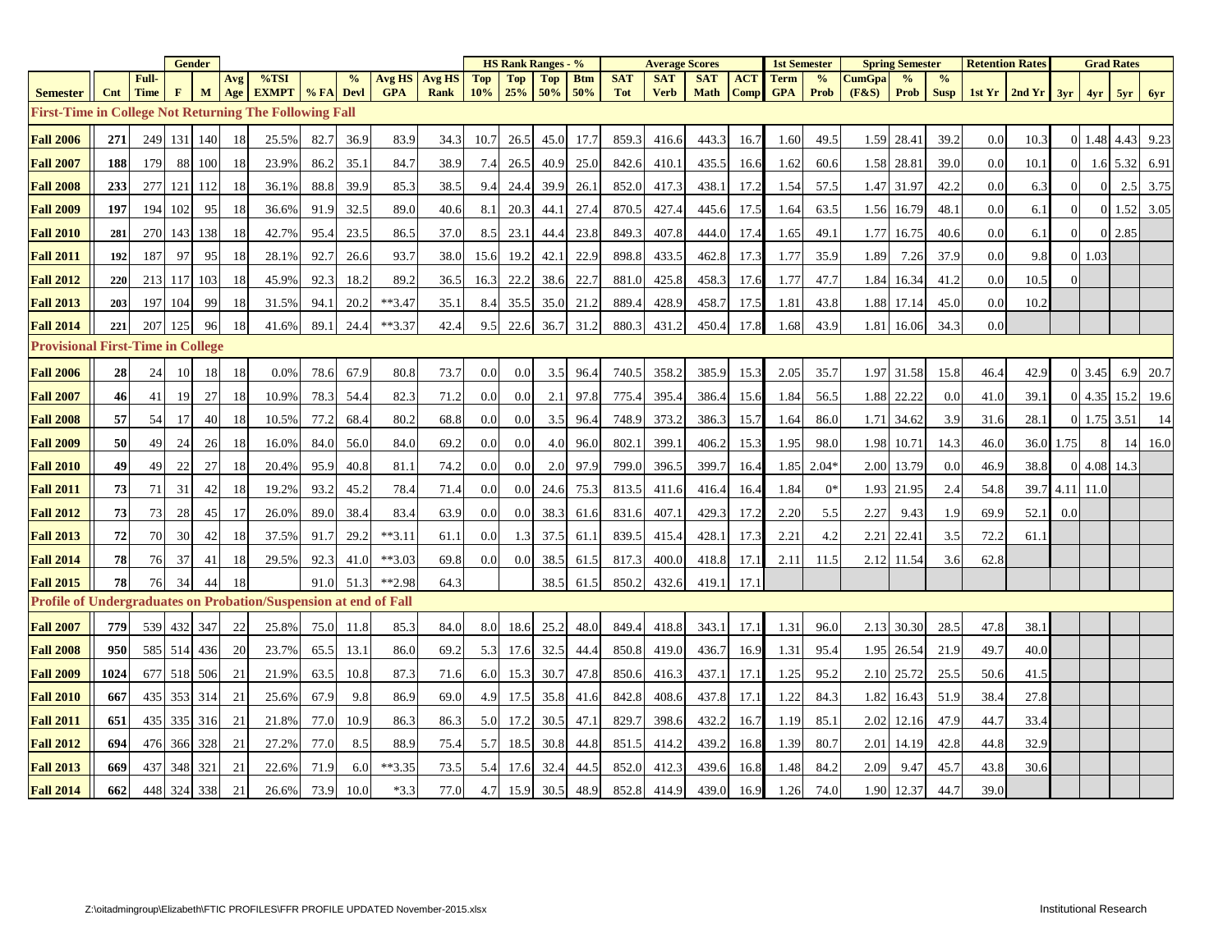| | | | Gender | | | | | | | | HS Rank Ranges - % | | | | Average Scores | | | | 1st Semester | | Spring Semester | | | Retention Rates | | Grad Rates | | | |
|---|---|---|---|---|---|---|---|---|---|---|---|---|---|---|---|---|---|---|---|---|---|---|---|---|---|---|---|---|---|
| **Semester** | **Cnt** | **Full-Time** | **F** | **M** | **Avg Age** | **%TSI EXMPT** | **% FA** | **% Devl** | **Avg HS GPA** | **Avg HS Rank** | **Top 10%** | **Top 25%** | **Top 50%** | **Btm 50%** | **SAT Tot** | **SAT Verb** | **SAT Math** | **ACT Comp** | **Term GPA** | **% Prob** | **CumGpa (F&S)** | **% Prob** | **% Susp** | **1st Yr** | **2nd Yr** | **3yr** | **4yr** | **5yr** | **6yr** |
| **First-Time in College Not Returning The Following Fall** | | | | | | | | | | | | | | | | | | | | | | | | | | | | | |
| **Fall 2006** | **271** | 249 | 131 | 140 | 18 | 25.5% | 82.7 | 36.9 | 83.9 | 34.3 | 10.7 | 26.5 | 45.0 | 17.7 | 859.3 | 416.6 | 443.3 | 16.7 | 1.60 | 49.5 | 1.59 | 28.41 | 39.2 | 0.0 | 10.3 | 0 | 1.48 | 4.43 | 9.23 |
| **Fall 2007** | **188** | 179 | 88 | 100 | 18 | 23.9% | 86.2 | 35.1 | 84.7 | 38.9 | 7.4 | 26.5 | 40.9 | 25.0 | 842.6 | 410.1 | 435.5 | 16.6 | 1.62 | 60.6 | 1.58 | 28.81 | 39.0 | 0.0 | 10.1 | 0 | 1.6 | 5.32 | 6.91 |
| **Fall 2008** | **233** | 277 | 121 | 112 | 18 | 36.1% | 88.8 | 39.9 | 85.3 | 38.5 | 9.4 | 24.4 | 39.9 | 26.1 | 852.0 | 417.3 | 438.1 | 17.2 | 1.54 | 57.5 | 1.47 | 31.97 | 42.2 | 0.0 | 6.3 | 0 | 0 | 2.5 | 3.75 |
| **Fall 2009** | **197** | 194 | 102 | 95 | 18 | 36.6% | 91.9 | 32.5 | 89.0 | 40.6 | 8.1 | 20.3 | 44.1 | 27.4 | 870.5 | 427.4 | 445.6 | 17.5 | 1.64 | 63.5 | 1.56 | 16.79 | 48.1 | 0.0 | 6.1 | 0 | 0 | 1.52 | 3.05 |
| **Fall 2010** | **281** | 270 | 143 | 138 | 18 | 42.7% | 95.4 | 23.5 | 86.5 | 37.0 | 8.5 | 23.1 | 44.4 | 23.8 | 849.3 | 407.8 | 444.0 | 17.4 | 1.65 | 49.1 | 1.77 | 16.75 | 40.6 | 0.0 | 6.1 | 0 | 0 | 2.85 | |
| **Fall 2011** | **192** | 187 | 97 | 95 | 18 | 28.1% | 92.7 | 26.6 | 93.7 | 38.0 | 15.6 | 19.2 | 42.1 | 22.9 | 898.8 | 433.5 | 462.8 | 17.3 | 1.77 | 35.9 | 1.89 | 7.26 | 37.9 | 0.0 | 9.8 | 0 | 1.03 | | |
| **Fall 2012** | **220** | 213 | 117 | 103 | 18 | 45.9% | 92.3 | 18.2 | 89.2 | 36.5 | 16.3 | 22.2 | 38.6 | 22.7 | 881.0 | 425.8 | 458.3 | 17.6 | 1.77 | 47.7 | 1.84 | 16.34 | 41.2 | 0.0 | 10.5 | 0 | | | |
| **Fall 2013** | **203** | 197 | 104 | 99 | 18 | 31.5% | 94.1 | 20.2 | **3.47 | 35.1 | 8.4 | 35.5 | 35.0 | 21.2 | 889.4 | 428.9 | 458.7 | 17.5 | 1.81 | 43.8 | 1.88 | 17.14 | 45.0 | 0.0 | 10.2 | | | | |
| **Fall 2014** | **221** | 207 | 125 | 96 | 18 | 41.6% | 89.1 | 24.4 | **3.37 | 42.4 | 9.5 | 22.6 | 36.7 | 31.2 | 880.3 | 431.2 | 450.4 | 17.8 | 1.68 | 43.9 | 1.81 | 16.06 | 34.3 | 0.0 | | | | | |
| **Provisional First-Time in College** | | | | | | | | | | | | | | | | | | | | | | | | | | | | | |
| **Fall 2006** | **28** | 24 | 10 | 18 | 18 | 0.0% | 78.6 | 67.9 | 80.8 | 73.7 | 0.0 | 0.0 | 3.5 | 96.4 | 740.5 | 358.2 | 385.9 | 15.3 | 2.05 | 35.7 | 1.97 | 31.58 | 15.8 | 46.4 | 42.9 | 0 | 3.45 | 6.9 | 20.7 |
| **Fall 2007** | **46** | 41 | 19 | 27 | 18 | 10.9% | 78.3 | 54.4 | 82.3 | 71.2 | 0.0 | 0.0 | 2.1 | 97.8 | 775.4 | 395.4 | 386.4 | 15.6 | 1.84 | 56.5 | 1.88 | 22.22 | 0.0 | 41.0 | 39.1 | 0 | 4.35 | 15.2 | 19.6 |
| **Fall 2008** | **57** | 54 | 17 | 40 | 18 | 10.5% | 77.2 | 68.4 | 80.2 | 68.8 | 0.0 | 0.0 | 3.5 | 96.4 | 748.9 | 373.2 | 386.3 | 15.7 | 1.64 | 86.0 | 1.71 | 34.62 | 3.9 | 31.6 | 28.1 | 0 | 1.75 | 3.51 | 14 |
| **Fall 2009** | **50** | 49 | 24 | 26 | 18 | 16.0% | 84.0 | 56.0 | 84.0 | 69.2 | 0.0 | 0.0 | 4.0 | 96.0 | 802.1 | 399.1 | 406.2 | 15.3 | 1.95 | 98.0 | 1.98 | 10.71 | 14.3 | 46.0 | 36.0 | 1.75 | 8 | 14 | 16.0 |
| **Fall 2010** | **49** | 49 | 22 | 27 | 18 | 20.4% | 95.9 | 40.8 | 81.1 | 74.2 | 0.0 | 0.0 | 2.0 | 97.9 | 799.0 | 396.5 | 399.7 | 16.4 | 1.85 | 2.04* | 2.00 | 13.79 | 0.0 | 46.9 | 38.8 | 0 | 4.08 | 14.3 | |
| **Fall 2011** | **73** | 71 | 31 | 42 | 18 | 19.2% | 93.2 | 45.2 | 78.4 | 71.4 | 0.0 | 0.0 | 24.6 | 75.3 | 813.5 | 411.6 | 416.4 | 16.4 | 1.84 | 0* | 1.93 | 21.95 | 2.4 | 54.8 | 39.7 | 4.11 | 11.0 | | |
| **Fall 2012** | **73** | 73 | 28 | 45 | 17 | 26.0% | 89.0 | 38.4 | 83.4 | 63.9 | 0.0 | 0.0 | 38.3 | 61.6 | 831.6 | 407.1 | 429.3 | 17.2 | 2.20 | 5.5 | 2.27 | 9.43 | 1.9 | 69.9 | 52.1 | 0.0 | | | |
| **Fall 2013** | **72** | 70 | 30 | 42 | 18 | 37.5% | 91.7 | 29.2 | **3.11 | 61.1 | 0.0 | 1.3 | 37.5 | 61.1 | 839.5 | 415.4 | 428.1 | 17.3 | 2.21 | 4.2 | 2.21 | 22.41 | 3.5 | 72.2 | 61.1 | | | | |
| **Fall 2014** | **78** | 76 | 37 | 41 | 18 | 29.5% | 92.3 | 41.0 | **3.03 | 69.8 | 0.0 | 0.0 | 38.5 | 61.5 | 817.3 | 400.0 | 418.8 | 17.1 | 2.11 | 11.5 | 2.12 | 11.54 | 3.6 | 62.8 | | | | | |
| **Fall 2015** | **78** | 76 | 34 | 44 | 18 | | 91.0 | 51.3 | **2.98 | 64.3 | | | 38.5 | 61.5 | 850.2 | 432.6 | 419.1 | 17.1 | | | | | | | | | | | |
| **Profile of Undergraduates on Probation/Suspension at end of Fall** | | | | | | | | | | | | | | | | | | | | | | | | | | | | | |
| **Fall 2007** | **779** | 539 | 432 | 347 | 22 | 25.8% | 75.0 | 11.8 | 85.3 | 84.0 | 8.0 | 18.6 | 25.2 | 48.0 | 849.4 | 418.8 | 343.1 | 17.1 | 1.31 | 96.0 | 2.13 | 30.30 | 28.5 | 47.8 | 38.1 | | | | |
| **Fall 2008** | **950** | 585 | 514 | 436 | 20 | 23.7% | 65.5 | 13.1 | 86.0 | 69.2 | 5.3 | 17.6 | 32.5 | 44.4 | 850.8 | 419.0 | 436.7 | 16.9 | 1.31 | 95.4 | 1.95 | 26.54 | 21.9 | 49.7 | 40.0 | | | | |
| **Fall 2009** | **1024** | 677 | 518 | 506 | 21 | 21.9% | 63.5 | 10.8 | 87.3 | 71.6 | 6.0 | 15.3 | 30.7 | 47.8 | 850.6 | 416.3 | 437.1 | 17.1 | 1.25 | 95.2 | 2.10 | 25.72 | 25.5 | 50.6 | 41.5 | | | | |
| **Fall 2010** | **667** | 435 | 353 | 314 | 21 | 25.6% | 67.9 | 9.8 | 86.9 | 69.0 | 4.9 | 17.5 | 35.8 | 41.6 | 842.8 | 408.6 | 437.8 | 17.1 | 1.22 | 84.3 | 1.82 | 16.43 | 51.9 | 38.4 | 27.8 | | | | |
| **Fall 2011** | **651** | 435 | 335 | 316 | 21 | 21.8% | 77.0 | 10.9 | 86.3 | 86.3 | 5.0 | 17.2 | 30.5 | 47.1 | 829.7 | 398.6 | 432.2 | 16.7 | 1.19 | 85.1 | 2.02 | 12.16 | 47.9 | 44.7 | 33.4 | | | | |
| **Fall 2012** | **694** | 476 | 366 | 328 | 21 | 27.2% | 77.0 | 8.5 | 88.9 | 75.4 | 5.7 | 18.5 | 30.8 | 44.8 | 851.5 | 414.2 | 439.2 | 16.8 | 1.39 | 80.7 | 2.01 | 14.19 | 42.8 | 44.8 | 32.9 | | | | |
| **Fall 2013** | **669** | 437 | 348 | 321 | 21 | 22.6% | 71.9 | 6.0 | **3.35 | 73.5 | 5.4 | 17.6 | 32.4 | 44.5 | 852.0 | 412.3 | 439.6 | 16.8 | 1.48 | 84.2 | 2.09 | 9.47 | 45.7 | 43.8 | 30.6 | | | | |
| **Fall 2014** | **662** | 448 | 324 | 338 | 21 | 26.6% | 73.9 | 10.0 | *3.3 | 77.0 | 4.7 | 15.9 | 30.5 | 48.9 | 852.8 | 414.9 | 439.0 | 16.9 | 1.26 | 74.0 | 1.90 | 12.37 | 44.7 | 39.0 | | | | | |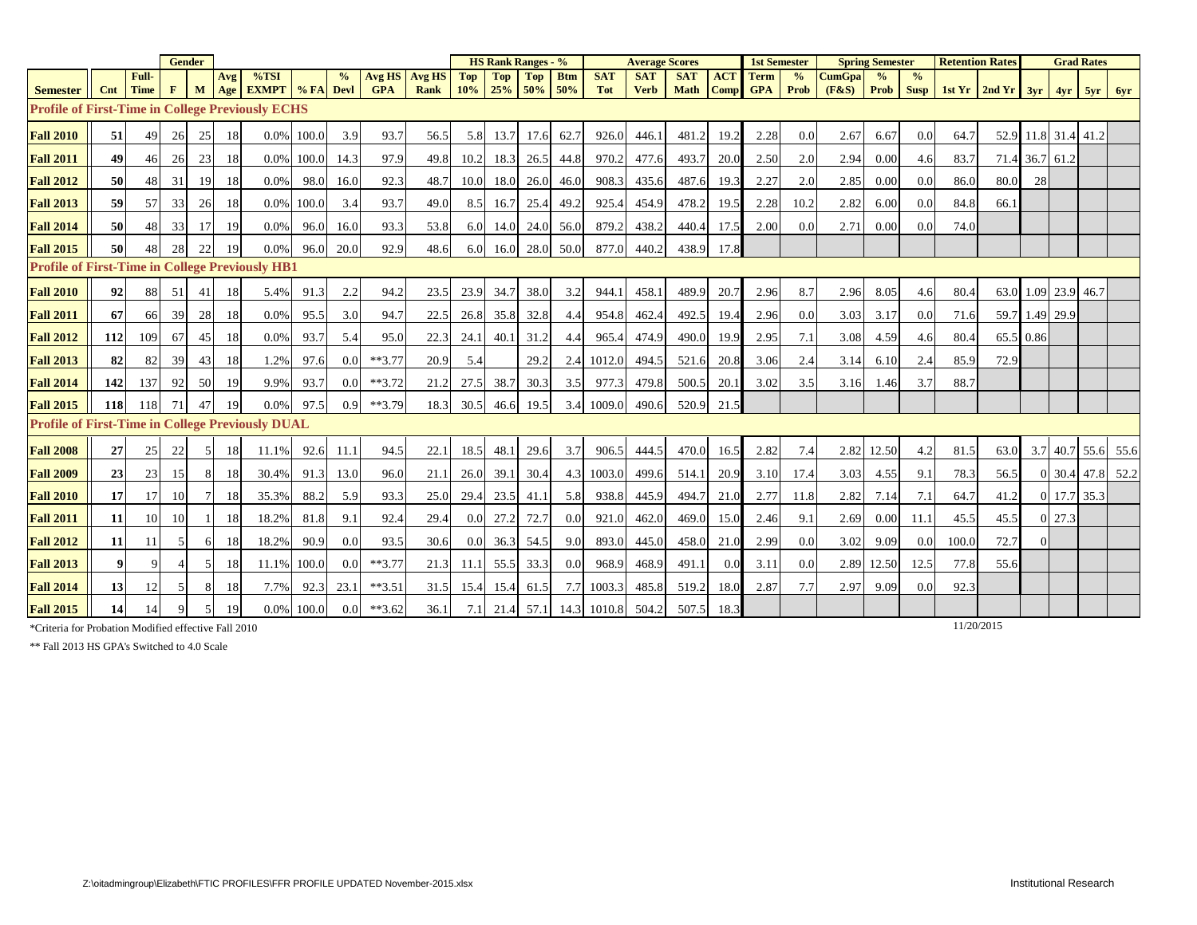| | | | Gender | | | | | | | | HS Rank Ranges - % | | | | Average Scores | | | | 1st Semester | | Spring Semester | | | Retention Rates | | Grad Rates | | | |
|---|---|---|---|---|---|---|---|---|---|---|---|---|---|---|---|---|---|---|---|---|---|---|---|---|---|---|---|---|---|
| Semester | Cnt | Full-Time | F | M | Avg Age | %TSI EXMPT | % FA | % Devl | Avg HS GPA | Avg HS Rank | Top 10% | Top 25% | Top 50% | Btm 50% | SAT Tot | SAT Verb | SAT Math | ACT Comp | Term GPA | % Prob | CumGpa (F&S) | % Prob | % Susp | 1st Yr | 2nd Yr | 3yr | 4yr | 5yr | 6yr |
| **Profile of First-Time in College Previously ECHS** | | | | | | | | | | | | | | | | | | | | | | | | | | | | | |
| **Fall 2010** | 51 | 49 | 26 | 25 | 18 | 0.0% | 100.0 | 3.9 | 93.7 | 56.5 | 5.8 | 13.7 | 17.6 | 62.7 | 926.0 | 446.1 | 481.2 | 19.2 | 2.28 | 0.0 | 2.67 | 6.67 | 0.0 | 64.7 | 52.9 | 11.8 | 31.4 | 41.2 | |
| **Fall 2011** | 49 | 46 | 26 | 23 | 18 | 0.0% | 100.0 | 14.3 | 97.9 | 49.8 | 10.2 | 18.3 | 26.5 | 44.8 | 970.2 | 477.6 | 493.7 | 20.0 | 2.50 | 2.0 | 2.94 | 0.00 | 4.6 | 83.7 | 71.4 | 36.7 | 61.2 | | |
| **Fall 2012** | 50 | 48 | 31 | 19 | 18 | 0.0% | 98.0 | 16.0 | 92.3 | 48.7 | 10.0 | 18.0 | 26.0 | 46.0 | 908.3 | 435.6 | 487.6 | 19.3 | 2.27 | 2.0 | 2.85 | 0.00 | 0.0 | 86.0 | 80.0 | 28 | | | |
| **Fall 2013** | 59 | 57 | 33 | 26 | 18 | 0.0% | 100.0 | 3.4 | 93.7 | 49.0 | 8.5 | 16.7 | 25.4 | 49.2 | 925.4 | 454.9 | 478.2 | 19.5 | 2.28 | 10.2 | 2.82 | 6.00 | 0.0 | 84.8 | 66.1 | | | | |
| **Fall 2014** | 50 | 48 | 33 | 17 | 19 | 0.0% | 96.0 | 16.0 | 93.3 | 53.8 | 6.0 | 14.0 | 24.0 | 56.0 | 879.2 | 438.2 | 440.4 | 17.5 | 2.00 | 0.0 | 2.71 | 0.00 | 0.0 | 74.0 | | | | | |
| **Fall 2015** | 50 | 48 | 28 | 22 | 19 | 0.0% | 96.0 | 20.0 | 92.9 | 48.6 | 6.0 | 16.0 | 28.0 | 50.0 | 877.0 | 440.2 | 438.9 | 17.8 | | | | | | | | | | | |
| **Profile of First-Time in College Previously HB1** | | | | | | | | | | | | | | | | | | | | | | | | | | | | | |
| **Fall 2010** | 92 | 88 | 51 | 41 | 18 | 5.4% | 91.3 | 2.2 | 94.2 | 23.5 | 23.9 | 34.7 | 38.0 | 3.2 | 944.1 | 458.1 | 489.9 | 20.7 | 2.96 | 8.7 | 2.96 | 8.05 | 4.6 | 80.4 | 63.0 | 1.09 | 23.9 | 46.7 | |
| **Fall 2011** | 67 | 66 | 39 | 28 | 18 | 0.0% | 95.5 | 3.0 | 94.7 | 22.5 | 26.8 | 35.8 | 32.8 | 4.4 | 954.8 | 462.4 | 492.5 | 19.4 | 2.96 | 0.0 | 3.03 | 3.17 | 0.0 | 71.6 | 59.7 | 1.49 | 29.9 | | |
| **Fall 2012** | 112 | 109 | 67 | 45 | 18 | 0.0% | 93.7 | 5.4 | 95.0 | 22.3 | 24.1 | 40.1 | 31.2 | 4.4 | 965.4 | 474.9 | 490.0 | 19.9 | 2.95 | 7.1 | 3.08 | 4.59 | 4.6 | 80.4 | 65.5 | 0.86 | | | |
| **Fall 2013** | 82 | 82 | 39 | 43 | 18 | 1.2% | 97.6 | 0.0 | **3.77 | 20.9 | 5.4 | | 29.2 | 2.4 | 1012.0 | 494.5 | 521.6 | 20.8 | 3.06 | 2.4 | 3.14 | 6.10 | 2.4 | 85.9 | 72.9 | | | | |
| **Fall 2014** | 142 | 137 | 92 | 50 | 19 | 9.9% | 93.7 | 0.0 | **3.72 | 21.2 | 27.5 | 38.7 | 30.3 | 3.5 | 977.3 | 479.8 | 500.5 | 20.1 | 3.02 | 3.5 | 3.16 | 1.46 | 3.7 | 88.7 | | | | | |
| **Fall 2015** | 118 | 118 | 71 | 47 | 19 | 0.0% | 97.5 | 0.9 | **3.79 | 18.3 | 30.5 | 46.6 | 19.5 | 3.4 | 1009.0 | 490.6 | 520.9 | 21.5 | | | | | | | | | | | |
| **Profile of First-Time in College Previously DUAL** | | | | | | | | | | | | | | | | | | | | | | | | | | | | | |
| **Fall 2008** | 27 | 25 | 22 | 5 | 18 | 11.1% | 92.6 | 11.1 | 94.5 | 22.1 | 18.5 | 48.1 | 29.6 | 3.7 | 906.5 | 444.5 | 470.0 | 16.5 | 2.82 | 7.4 | 2.82 | 12.50 | 4.2 | 81.5 | 63.0 | 3.7 | 40.7 | 55.6 | 55.6 |
| **Fall 2009** | 23 | 23 | 15 | 8 | 18 | 30.4% | 91.3 | 13.0 | 96.0 | 21.1 | 26.0 | 39.1 | 30.4 | 4.3 | 1003.0 | 499.6 | 514.1 | 20.9 | 3.10 | 17.4 | 3.03 | 4.55 | 9.1 | 78.3 | 56.5 | 0 | 30.4 | 47.8 | 52.2 |
| **Fall 2010** | 17 | 17 | 10 | 7 | 18 | 35.3% | 88.2 | 5.9 | 93.3 | 25.0 | 29.4 | 23.5 | 41.1 | 5.8 | 938.8 | 445.9 | 494.7 | 21.0 | 2.77 | 11.8 | 2.82 | 7.14 | 7.1 | 64.7 | 41.2 | 0 | 17.7 | 35.3 | |
| **Fall 2011** | 11 | 10 | 10 | 1 | 18 | 18.2% | 81.8 | 9.1 | 92.4 | 29.4 | 0.0 | 27.2 | 72.7 | 0.0 | 921.0 | 462.0 | 469.0 | 15.0 | 2.46 | 9.1 | 2.69 | 0.00 | 11.1 | 45.5 | 45.5 | 0 | 27.3 | | |
| **Fall 2012** | 11 | 11 | 5 | 6 | 18 | 18.2% | 90.9 | 0.0 | 93.5 | 30.6 | 0.0 | 36.3 | 54.5 | 9.0 | 893.0 | 445.0 | 458.0 | 21.0 | 2.99 | 0.0 | 3.02 | 9.09 | 0.0 | 100.0 | 72.7 | 0 | | | |
| **Fall 2013** | 9 | 9 | 4 | 5 | 18 | 11.1% | 100.0 | 0.0 | **3.77 | 21.3 | 11.1 | 55.5 | 33.3 | 0.0 | 968.9 | 468.9 | 491.1 | 0.0 | 3.11 | 0.0 | 2.89 | 12.50 | 12.5 | 77.8 | 55.6 | | | | |
| **Fall 2014** | 13 | 12 | 5 | 8 | 18 | 7.7% | 92.3 | 23.1 | **3.51 | 31.5 | 15.4 | 15.4 | 61.5 | 7.7 | 1003.3 | 485.8 | 519.2 | 18.0 | 2.87 | 7.7 | 2.97 | 9.09 | 0.0 | 92.3 | | | | | |
| **Fall 2015** | 14 | 14 | 9 | 5 | 19 | 0.0% | 100.0 | 0.0 | **3.62 | 36.1 | 7.1 | 21.4 | 57.1 | 14.3 | 1010.8 | 504.2 | 507.5 | 18.3 | | | | | | | | | | | |

*Criteria for Probation Modified effective Fall 2010

** Fall 2013 HS GPA's Switched to 4.0 Scale

11/20/2015

Z:\oitadmingroup\Elizabeth\FTIC PROFILES\FFR PROFILE UPDATED November-2015.xlsx

Institutional Research